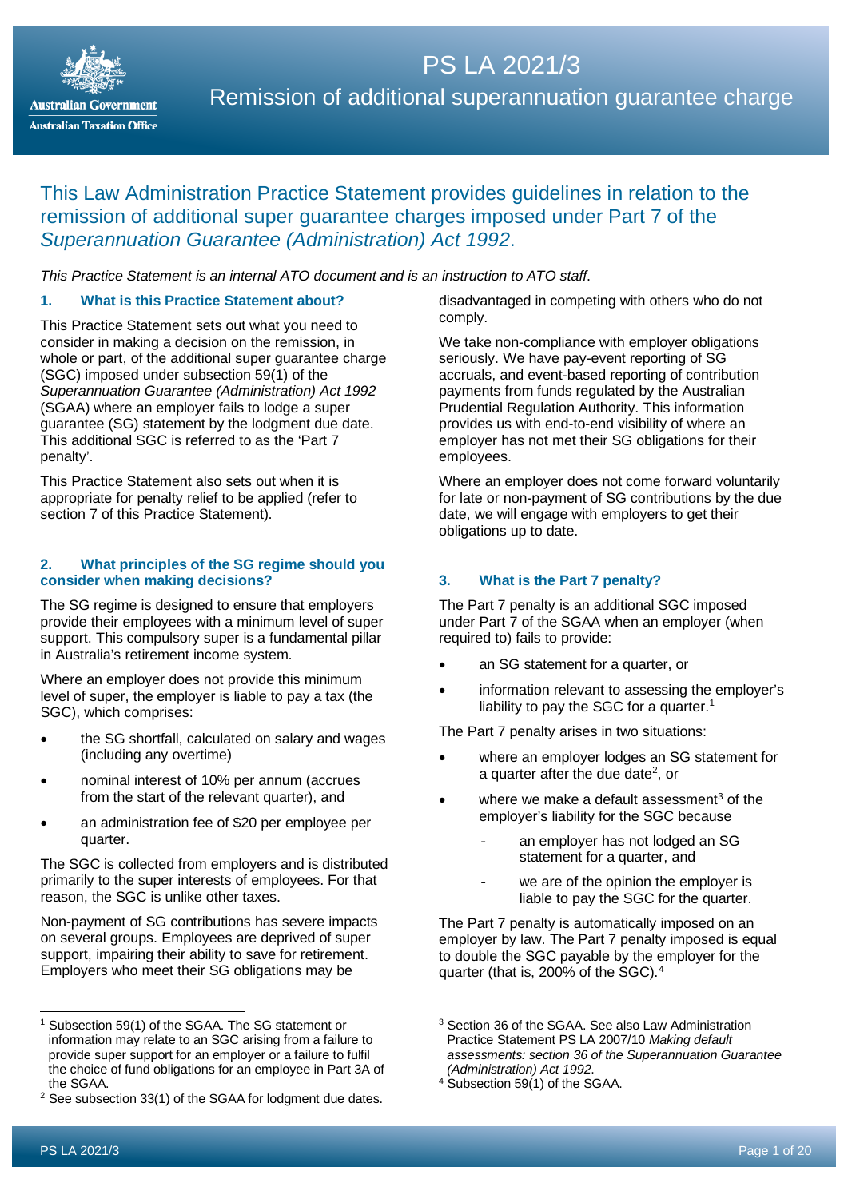# PS LA 2021/3

## Remission of additional superannuation guarantee charge

This Law Administration Practice Statement provides guidelines in relation to the remission of additional super guarantee charges imposed under Part 7 of the *Superannuation Guarantee (Administration) Act 1992*.

*This Practice Statement is an internal ATO document and is an instruction to ATO staff.*

### 1. What is this Practice Statement about?

This Practice Statement sets out what you need to consider in making a decision on the remission, in whole or part, of the additional super guarantee charge (SGC) imposed under subsection 59(1) of the *Superannuation Guarantee (Administration) Act 1992* (SGAA) where an employer fails to lodge a super guarantee (SG) statement by the lodgment due date. This additional SGC is referred to as the 'Part 7 penalty'.

This Practice Statement also sets out when it is appropriate for penalty relief to be applied (refer to section 7 of this Practice Statement).

### 2. What principles of the SG regime should you consider when making decisions?

The SG regime is designed to ensure that employers provide their employees with a minimum level of super support. This compulsory super is a fundamental pillar in Australia's retirement income system.

Where an employer does not provide this minimum level of super, the employer is liable to pay a tax (the SGC), which comprises:

- the SG shortfall, calculated on salary and wages (including any overtime)
- nominal interest of 10% per annum (accrues from the start of the relevant quarter), and
- an administration fee of $20 per employee per quarter.

The SGC is collected from employers and is distributed primarily to the super interests of employees. For that reason, the SGC is unlike other taxes.

Non-payment of SG contributions has severe impacts on several groups. Employees are deprived of super support, impairing their ability to save for retirement. Employers who meet their SG obligations may be disadvantaged in competing with others who do not comply.

We take non-compliance with employer obligations seriously. We have pay-event reporting of SG accruals, and event-based reporting of contribution payments from funds regulated by the Australian Prudential Regulation Authority. This information provides us with end-to-end visibility of where an employer has not met their SG obligations for their employees.

Where an employer does not come forward voluntarily for late or non-payment of SG contributions by the due date, we will engage with employers to get their obligations up to date.

### 3. What is the Part 7 penalty?

The Part 7 penalty is an additional SGC imposed under Part 7 of the SGAA when an employer (when required to) fails to provide:

- an SG statement for a quarter, or
- information relevant to assessing the employer's liability to pay the SGC for a quarter.[1]

The Part 7 penalty arises in two situations:

- where an employer lodges an SG statement for a quarter after the due date[2], or
- where we make a default assessment[3] of the employer's liability for the SGC because
  - an employer has not lodged an SG statement for a quarter, and
  - we are of the opinion the employer is liable to pay the SGC for the quarter.

The Part 7 penalty is automatically imposed on an employer by law. The Part 7 penalty imposed is equal to double the SGC payable by the employer for the quarter (that is, 200% of the SGC).[4]

---

[1] Subsection 59(1) of the SGAA. The SG statement or information may relate to an SGC arising from a failure to provide super support for an employer or a failure to fulfil the choice of fund obligations for an employee in Part 3A of the SGAA.

[2] See subsection 33(1) of the SGAA for lodgment due dates.

[3] Section 36 of the SGAA. See also Law Administration Practice Statement PS LA 2007/10 *Making default assessments: section 36 of the Superannuation Guarantee (Administration) Act 1992.*

[4] Subsection 59(1) of the SGAA.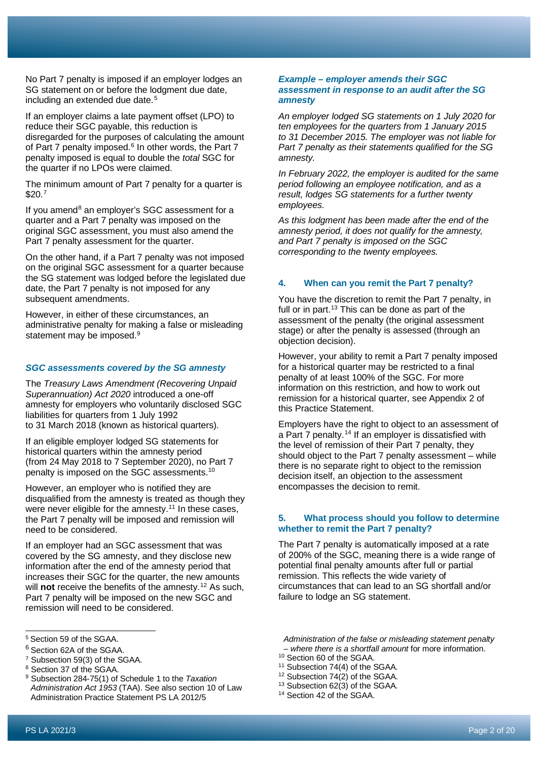No Part 7 penalty is imposed if an employer lodges an SG statement on or before the lodgment due date, including an extended due date.[5]

If an employer claims a late payment offset (LPO) to reduce their SGC payable, this reduction is disregarded for the purposes of calculating the amount of Part 7 penalty imposed.[6] In other words, the Part 7 penalty imposed is equal to double the *total* SGC for the quarter if no LPOs were claimed.

The minimum amount of Part 7 penalty for a quarter is $20.[7]

If you amend[8] an employer's SGC assessment for a quarter and a Part 7 penalty was imposed on the original SGC assessment, you must also amend the Part 7 penalty assessment for the quarter.

On the other hand, if a Part 7 penalty was not imposed on the original SGC assessment for a quarter because the SG statement was lodged before the legislated due date, the Part 7 penalty is not imposed for any subsequent amendments.

However, in either of these circumstances, an administrative penalty for making a false or misleading statement may be imposed.[9]

### *SGC assessments covered by the SG amnesty*

The *Treasury Laws Amendment (Recovering Unpaid Superannuation) Act 2020* introduced a one-off amnesty for employers who voluntarily disclosed SGC liabilities for quarters from 1 July 1992 to 31 March 2018 (known as historical quarters).

If an eligible employer lodged SG statements for historical quarters within the amnesty period (from 24 May 2018 to 7 September 2020), no Part 7 penalty is imposed on the SGC assessments.[10]

However, an employer who is notified they are disqualified from the amnesty is treated as though they were never eligible for the amnesty.[11] In these cases, the Part 7 penalty will be imposed and remission will need to be considered.

If an employer had an SGC assessment that was covered by the SG amnesty, and they disclose new information after the end of the amnesty period that increases their SGC for the quarter, the new amounts will **not** receive the benefits of the amnesty.[12] As such, Part 7 penalty will be imposed on the new SGC and remission will need to be considered.

### *Example – employer amends their SGC assessment in response to an audit after the SG amnesty*

*An employer lodged SG statements on 1 July 2020 for ten employees for the quarters from 1 January 2015 to 31 December 2015. The employer was not liable for Part 7 penalty as their statements qualified for the SG amnesty.*

*In February 2022, the employer is audited for the same period following an employee notification, and as a result, lodges SG statements for a further twenty employees.*

*As this lodgment has been made after the end of the amnesty period, it does not qualify for the amnesty, and Part 7 penalty is imposed on the SGC corresponding to the twenty employees.*

## 4. When can you remit the Part 7 penalty?

You have the discretion to remit the Part 7 penalty, in full or in part.[13] This can be done as part of the assessment of the penalty (the original assessment stage) or after the penalty is assessed (through an objection decision).

However, your ability to remit a Part 7 penalty imposed for a historical quarter may be restricted to a final penalty of at least 100% of the SGC. For more information on this restriction, and how to work out remission for a historical quarter, see Appendix 2 of this Practice Statement.

Employers have the right to object to an assessment of a Part 7 penalty.[14] If an employer is dissatisfied with the level of remission of their Part 7 penalty, they should object to the Part 7 penalty assessment – while there is no separate right to object to the remission decision itself, an objection to the assessment encompasses the decision to remit.

## 5. What process should you follow to determine whether to remit the Part 7 penalty?

The Part 7 penalty is automatically imposed at a rate of 200% of the SGC, meaning there is a wide range of potential final penalty amounts after full or partial remission. This reflects the wide variety of circumstances that can lead to an SG shortfall and/or failure to lodge an SG statement.

---

[5] Section 59 of the SGAA.

[6] Section 62A of the SGAA.

[7] Subsection 59(3) of the SGAA.

[8] Section 37 of the SGAA.

[9] Subsection 284-75(1) of Schedule 1 to the *Taxation Administration Act 1953* (TAA). See also section 10 of Law Administration Practice Statement PS LA 2012/5 *Administration of the false or misleading statement penalty – where there is a shortfall amount* for more information.

[10] Section 60 of the SGAA.

[11] Subsection 74(4) of the SGAA.

[12] Subsection 74(2) of the SGAA.

[13] Subsection 62(3) of the SGAA.

[14] Section 42 of the SGAA.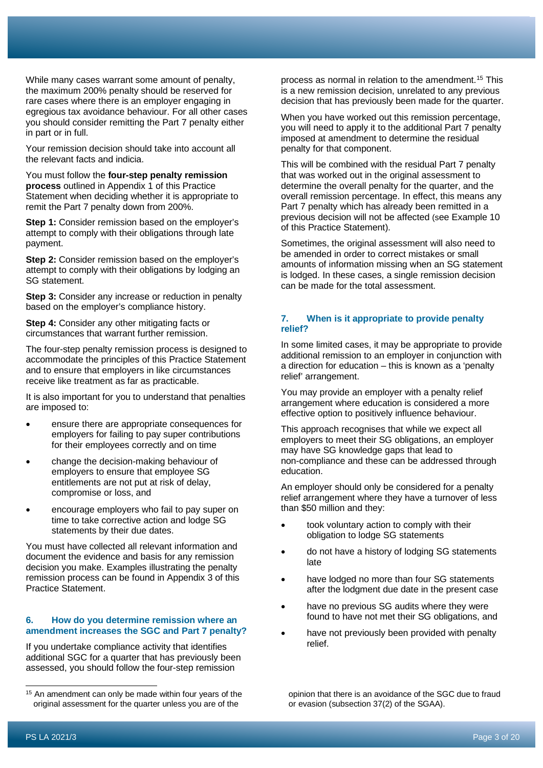While many cases warrant some amount of penalty, the maximum 200% penalty should be reserved for rare cases where there is an employer engaging in egregious tax avoidance behaviour. For all other cases you should consider remitting the Part 7 penalty either in part or in full.

Your remission decision should take into account all the relevant facts and indicia.

You must follow the **four-step penalty remission process** outlined in Appendix 1 of this Practice Statement when deciding whether it is appropriate to remit the Part 7 penalty down from 200%.

**Step 1:** Consider remission based on the employer's attempt to comply with their obligations through late payment.

**Step 2:** Consider remission based on the employer's attempt to comply with their obligations by lodging an SG statement.

**Step 3:** Consider any increase or reduction in penalty based on the employer's compliance history.

**Step 4:** Consider any other mitigating facts or circumstances that warrant further remission.

The four-step penalty remission process is designed to accommodate the principles of this Practice Statement and to ensure that employers in like circumstances receive like treatment as far as practicable.

It is also important for you to understand that penalties are imposed to:

- ensure there are appropriate consequences for employers for failing to pay super contributions for their employees correctly and on time
- change the decision-making behaviour of employers to ensure that employee SG entitlements are not put at risk of delay, compromise or loss, and
- encourage employers who fail to pay super on time to take corrective action and lodge SG statements by their due dates.

You must have collected all relevant information and document the evidence and basis for any remission decision you make. Examples illustrating the penalty remission process can be found in Appendix 3 of this Practice Statement.

### 6. How do you determine remission where an amendment increases the SGC and Part 7 penalty?

If you undertake compliance activity that identifies additional SGC for a quarter that has previously been assessed, you should follow the four-step remission process as normal in relation to the amendment.[15] This is a new remission decision, unrelated to any previous decision that has previously been made for the quarter.

When you have worked out this remission percentage, you will need to apply it to the additional Part 7 penalty imposed at amendment to determine the residual penalty for that component.

This will be combined with the residual Part 7 penalty that was worked out in the original assessment to determine the overall penalty for the quarter, and the overall remission percentage. In effect, this means any Part 7 penalty which has already been remitted in a previous decision will not be affected (see Example 10 of this Practice Statement).

Sometimes, the original assessment will also need to be amended in order to correct mistakes or small amounts of information missing when an SG statement is lodged. In these cases, a single remission decision can be made for the total assessment.

### 7. When is it appropriate to provide penalty relief?

In some limited cases, it may be appropriate to provide additional remission to an employer in conjunction with a direction for education – this is known as a 'penalty relief' arrangement.

You may provide an employer with a penalty relief arrangement where education is considered a more effective option to positively influence behaviour.

This approach recognises that while we expect all employers to meet their SG obligations, an employer may have SG knowledge gaps that lead to non-compliance and these can be addressed through education.

An employer should only be considered for a penalty relief arrangement where they have a turnover of less than $50 million and they:

- took voluntary action to comply with their obligation to lodge SG statements
- do not have a history of lodging SG statements late
- have lodged no more than four SG statements after the lodgment due date in the present case
- have no previous SG audits where they were found to have not met their SG obligations, and
- have not previously been provided with penalty relief.

---

[15] An amendment can only be made within four years of the original assessment for the quarter unless you are of the opinion that there is an avoidance of the SGC due to fraud or evasion (subsection 37(2) of the SGAA).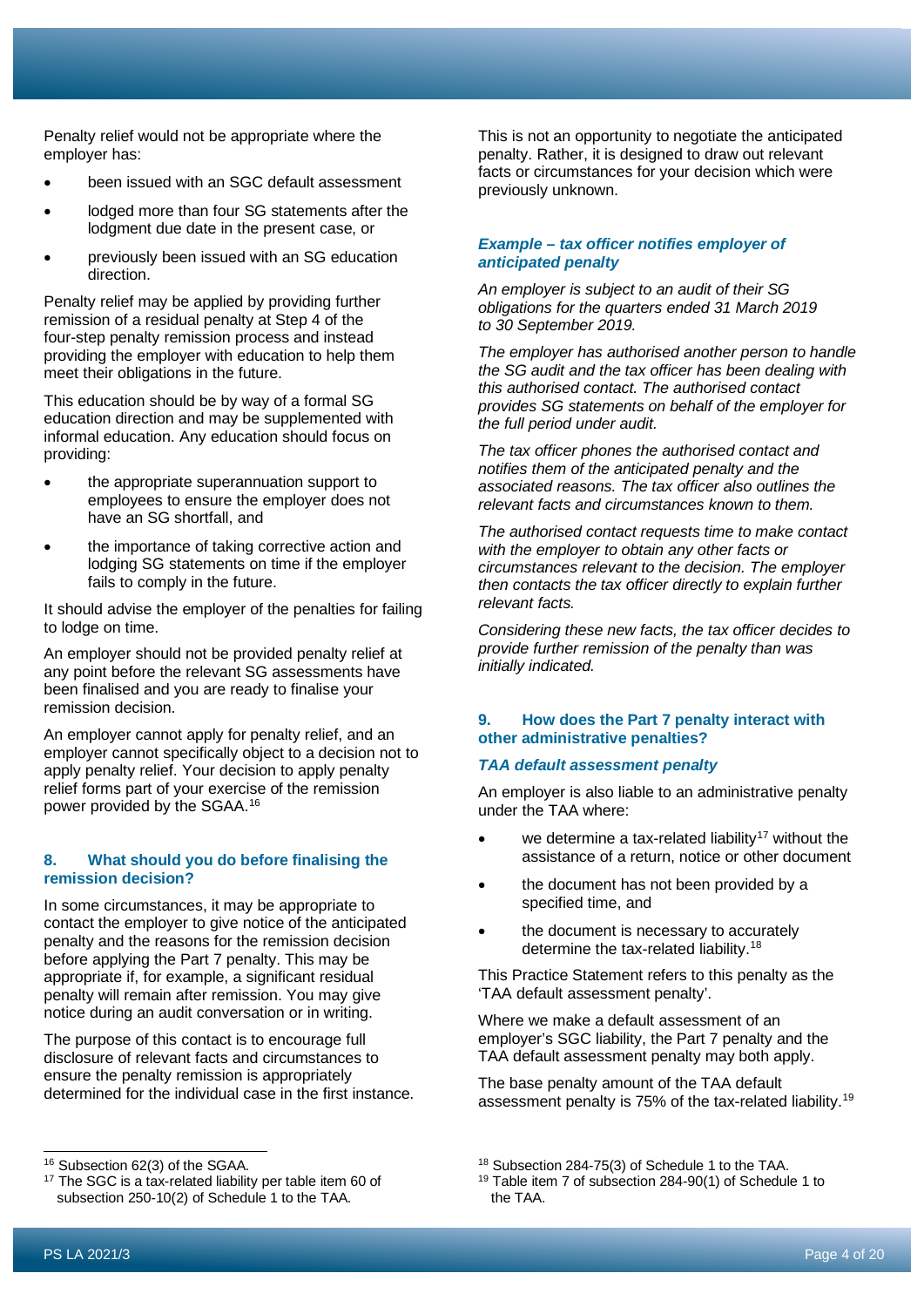Penalty relief would not be appropriate where the employer has:

- been issued with an SGC default assessment
- lodged more than four SG statements after the lodgment due date in the present case, or
- previously been issued with an SG education direction.

Penalty relief may be applied by providing further remission of a residual penalty at Step 4 of the four-step penalty remission process and instead providing the employer with education to help them meet their obligations in the future.

This education should be by way of a formal SG education direction and may be supplemented with informal education. Any education should focus on providing:

- the appropriate superannuation support to employees to ensure the employer does not have an SG shortfall, and
- the importance of taking corrective action and lodging SG statements on time if the employer fails to comply in the future.

It should advise the employer of the penalties for failing to lodge on time.

An employer should not be provided penalty relief at any point before the relevant SG assessments have been finalised and you are ready to finalise your remission decision.

An employer cannot apply for penalty relief, and an employer cannot specifically object to a decision not to apply penalty relief. Your decision to apply penalty relief forms part of your exercise of the remission power provided by the SGAA.[16]

## 8. What should you do before finalising the remission decision?

In some circumstances, it may be appropriate to contact the employer to give notice of the anticipated penalty and the reasons for the remission decision before applying the Part 7 penalty. This may be appropriate if, for example, a significant residual penalty will remain after remission. You may give notice during an audit conversation or in writing.

The purpose of this contact is to encourage full disclosure of relevant facts and circumstances to ensure the penalty remission is appropriately determined for the individual case in the first instance.

This is not an opportunity to negotiate the anticipated penalty. Rather, it is designed to draw out relevant facts or circumstances for your decision which were previously unknown.

### *Example – tax officer notifies employer of anticipated penalty*

*An employer is subject to an audit of their SG obligations for the quarters ended 31 March 2019 to 30 September 2019.*

*The employer has authorised another person to handle the SG audit and the tax officer has been dealing with this authorised contact. The authorised contact provides SG statements on behalf of the employer for the full period under audit.*

*The tax officer phones the authorised contact and notifies them of the anticipated penalty and the associated reasons. The tax officer also outlines the relevant facts and circumstances known to them.*

*The authorised contact requests time to make contact with the employer to obtain any other facts or circumstances relevant to the decision. The employer then contacts the tax officer directly to explain further relevant facts.*

*Considering these new facts, the tax officer decides to provide further remission of the penalty than was initially indicated.*

## 9. How does the Part 7 penalty interact with other administrative penalties?

### *TAA default assessment penalty*

An employer is also liable to an administrative penalty under the TAA where:

- we determine a tax-related liability[17] without the assistance of a return, notice or other document
- the document has not been provided by a specified time, and
- the document is necessary to accurately determine the tax-related liability.[18]

This Practice Statement refers to this penalty as the 'TAA default assessment penalty'.

Where we make a default assessment of an employer's SGC liability, the Part 7 penalty and the TAA default assessment penalty may both apply.

The base penalty amount of the TAA default assessment penalty is 75% of the tax-related liability.[19]

---

[16] Subsection 62(3) of the SGAA.

[17] The SGC is a tax-related liability per table item 60 of subsection 250-10(2) of Schedule 1 to the TAA.

[18] Subsection 284-75(3) of Schedule 1 to the TAA.

[19] Table item 7 of subsection 284-90(1) of Schedule 1 to the TAA.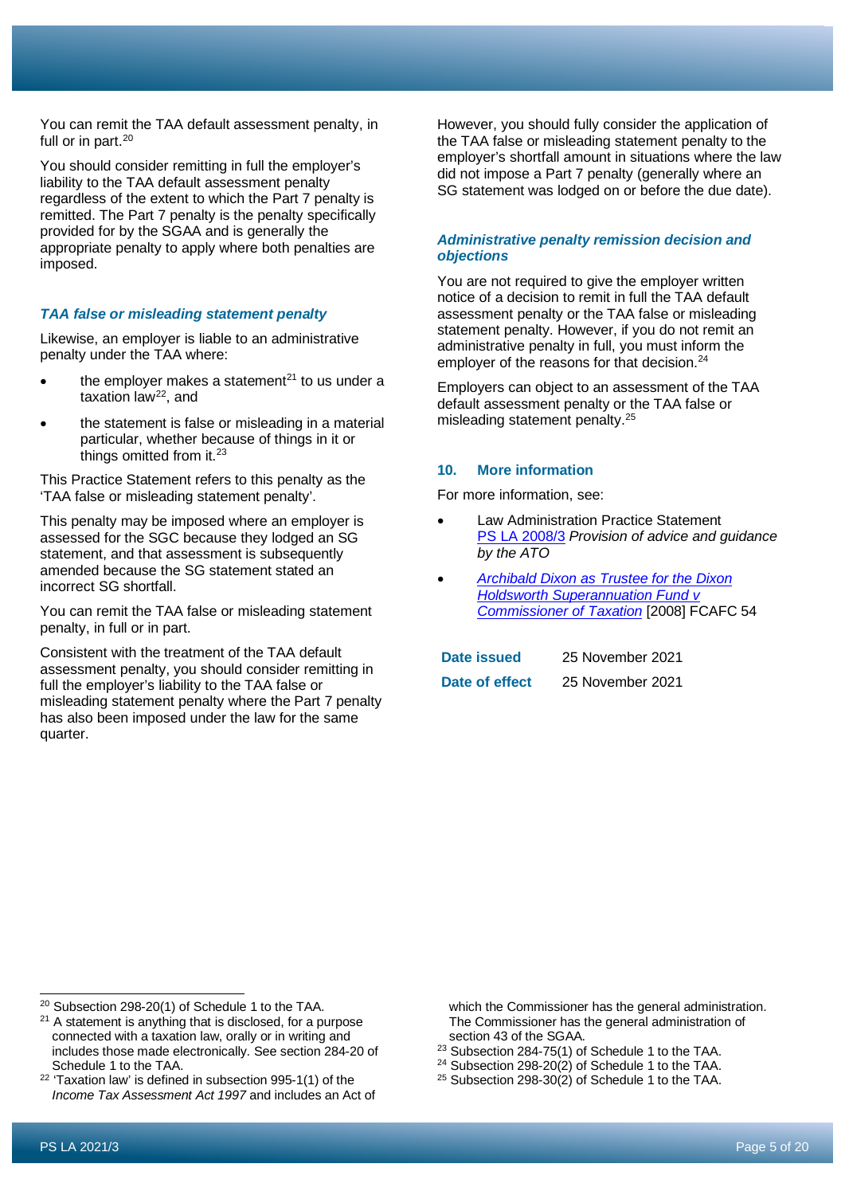You can remit the TAA default assessment penalty, in full or in part.[20]

You should consider remitting in full the employer's liability to the TAA default assessment penalty regardless of the extent to which the Part 7 penalty is remitted. The Part 7 penalty is the penalty specifically provided for by the SGAA and is generally the appropriate penalty to apply where both penalties are imposed.

### *TAA false or misleading statement penalty*

Likewise, an employer is liable to an administrative penalty under the TAA where:

- the employer makes a statement[21] to us under a taxation law[22], and
- the statement is false or misleading in a material particular, whether because of things in it or things omitted from it.[23]

This Practice Statement refers to this penalty as the 'TAA false or misleading statement penalty'.

This penalty may be imposed where an employer is assessed for the SGC because they lodged an SG statement, and that assessment is subsequently amended because the SG statement stated an incorrect SG shortfall.

You can remit the TAA false or misleading statement penalty, in full or in part.

Consistent with the treatment of the TAA default assessment penalty, you should consider remitting in full the employer's liability to the TAA false or misleading statement penalty where the Part 7 penalty has also been imposed under the law for the same quarter.

However, you should fully consider the application of the TAA false or misleading statement penalty to the employer's shortfall amount in situations where the law did not impose a Part 7 penalty (generally where an SG statement was lodged on or before the due date).

### *Administrative penalty remission decision and objections*

You are not required to give the employer written notice of a decision to remit in full the TAA default assessment penalty or the TAA false or misleading statement penalty. However, if you do not remit an administrative penalty in full, you must inform the employer of the reasons for that decision.[24]

Employers can object to an assessment of the TAA default assessment penalty or the TAA false or misleading statement penalty.[25]

## 10. More information

For more information, see:

- Law Administration Practice Statement PS LA 2008/3 *Provision of advice and guidance by the ATO*
- *Archibald Dixon as Trustee for the Dixon Holdsworth Superannuation Fund v Commissioner of Taxation* [2008] FCAFC 54

| **Date issued** | 25 November 2021 |
|---|---|
| **Date of effect** | 25 November 2021 |

---

[20] Subsection 298-20(1) of Schedule 1 to the TAA.

[21] A statement is anything that is disclosed, for a purpose connected with a taxation law, orally or in writing and includes those made electronically. See section 284-20 of Schedule 1 to the TAA.

[22] 'Taxation law' is defined in subsection 995-1(1) of the *Income Tax Assessment Act 1997* and includes an Act of which the Commissioner has the general administration. The Commissioner has the general administration of section 43 of the SGAA.

[23] Subsection 284-75(1) of Schedule 1 to the TAA.

[24] Subsection 298-20(2) of Schedule 1 to the TAA.

[25] Subsection 298-30(2) of Schedule 1 to the TAA.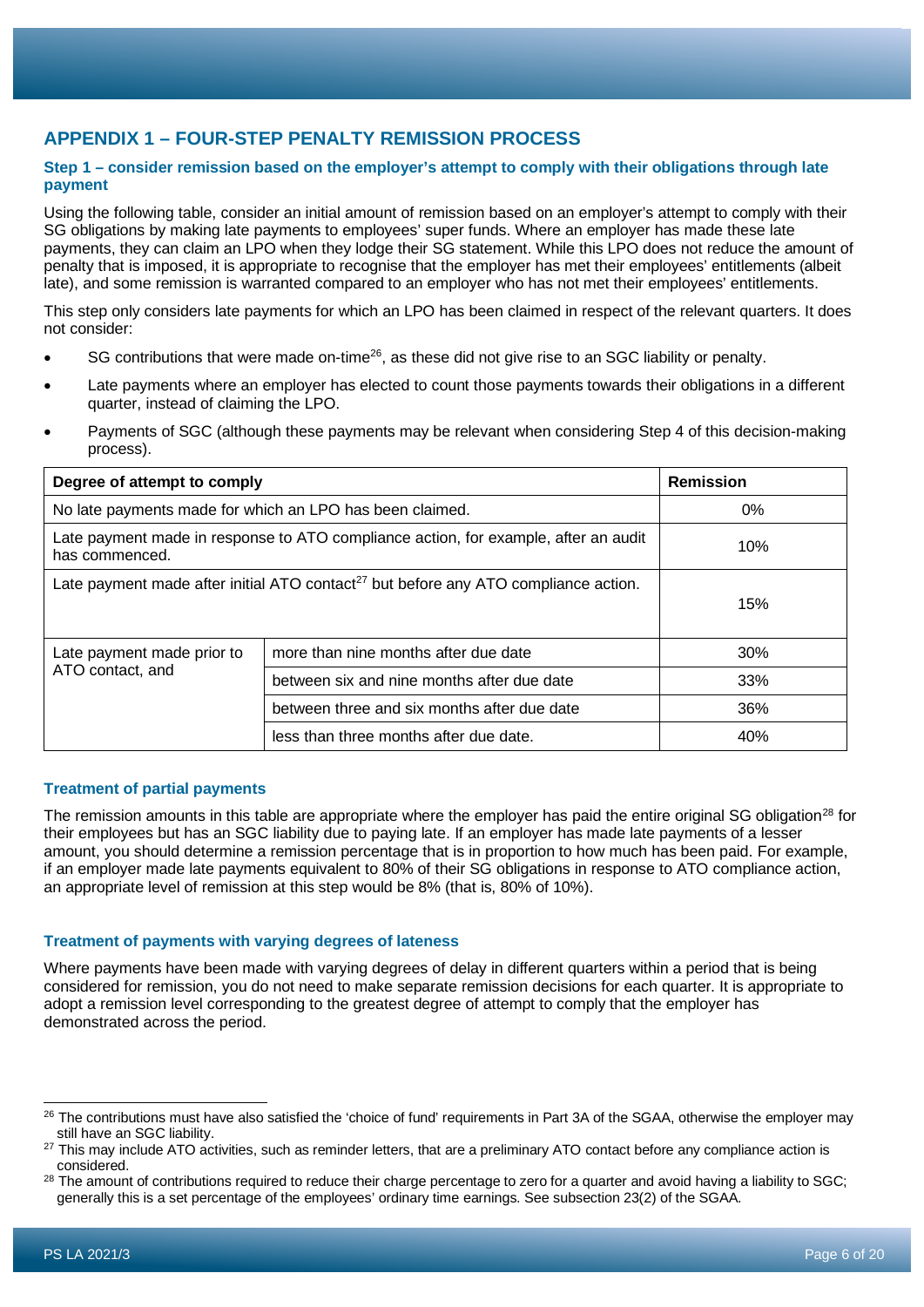## APPENDIX 1 – FOUR-STEP PENALTY REMISSION PROCESS

### Step 1 – consider remission based on the employer's attempt to comply with their obligations through late payment

Using the following table, consider an initial amount of remission based on an employer's attempt to comply with their SG obligations by making late payments to employees' super funds. Where an employer has made these late payments, they can claim an LPO when they lodge their SG statement. While this LPO does not reduce the amount of penalty that is imposed, it is appropriate to recognise that the employer has met their employees' entitlements (albeit late), and some remission is warranted compared to an employer who has not met their employees' entitlements.

This step only considers late payments for which an LPO has been claimed in respect of the relevant quarters. It does not consider:

- SG contributions that were made on-time[26], as these did not give rise to an SGC liability or penalty.
- Late payments where an employer has elected to count those payments towards their obligations in a different quarter, instead of claiming the LPO.
- Payments of SGC (although these payments may be relevant when considering Step 4 of this decision-making process).

| Degree of attempt to comply | | Remission |
|---|---|---|
| No late payments made for which an LPO has been claimed. | | 0% |
| Late payment made in response to ATO compliance action, for example, after an audit has commenced. | | 10% |
| Late payment made after initial ATO contact[27] but before any ATO compliance action. | | 15% |
| Late payment made prior to ATO contact, and | more than nine months after due date | 30% |
| | between six and nine months after due date | 33% |
| | between three and six months after due date | 36% |
| | less than three months after due date. | 40% |

#### Treatment of partial payments

The remission amounts in this table are appropriate where the employer has paid the entire original SG obligation[28] for their employees but has an SGC liability due to paying late. If an employer has made late payments of a lesser amount, you should determine a remission percentage that is in proportion to how much has been paid. For example, if an employer made late payments equivalent to 80% of their SG obligations in response to ATO compliance action, an appropriate level of remission at this step would be 8% (that is, 80% of 10%).

#### Treatment of payments with varying degrees of lateness

Where payments have been made with varying degrees of delay in different quarters within a period that is being considered for remission, you do not need to make separate remission decisions for each quarter. It is appropriate to adopt a remission level corresponding to the greatest degree of attempt to comply that the employer has demonstrated across the period.

---

[26] The contributions must have also satisfied the 'choice of fund' requirements in Part 3A of the SGAA, otherwise the employer may still have an SGC liability.

[27] This may include ATO activities, such as reminder letters, that are a preliminary ATO contact before any compliance action is considered.

[28] The amount of contributions required to reduce their charge percentage to zero for a quarter and avoid having a liability to SGC; generally this is a set percentage of the employees' ordinary time earnings. See subsection 23(2) of the SGAA.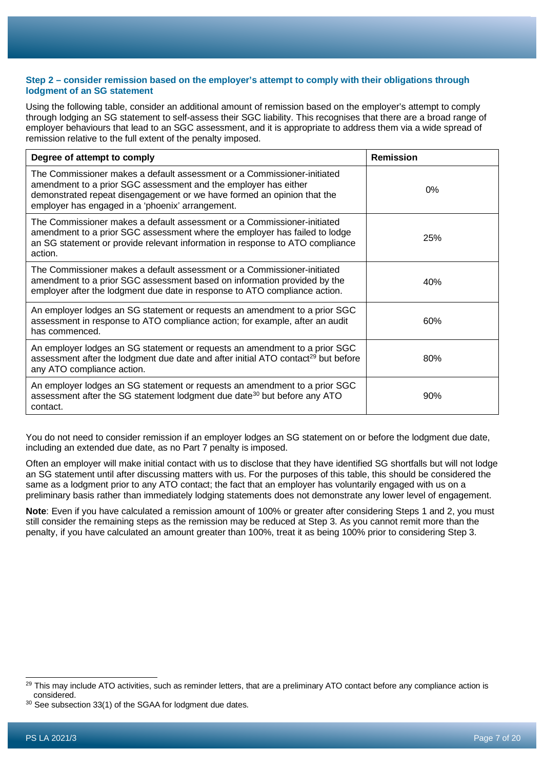### Step 2 – consider remission based on the employer's attempt to comply with their obligations through lodgment of an SG statement

Using the following table, consider an additional amount of remission based on the employer's attempt to comply through lodging an SG statement to self-assess their SGC liability. This recognises that there are a broad range of employer behaviours that lead to an SGC assessment, and it is appropriate to address them via a wide spread of remission relative to the full extent of the penalty imposed.

| Degree of attempt to comply | Remission |
|---|---|
| The Commissioner makes a default assessment or a Commissioner-initiated amendment to a prior SGC assessment and the employer has either demonstrated repeat disengagement or we have formed an opinion that the employer has engaged in a 'phoenix' arrangement. | 0% |
| The Commissioner makes a default assessment or a Commissioner-initiated amendment to a prior SGC assessment where the employer has failed to lodge an SG statement or provide relevant information in response to ATO compliance action. | 25% |
| The Commissioner makes a default assessment or a Commissioner-initiated amendment to a prior SGC assessment based on information provided by the employer after the lodgment due date in response to ATO compliance action. | 40% |
| An employer lodges an SG statement or requests an amendment to a prior SGC assessment in response to ATO compliance action; for example, after an audit has commenced. | 60% |
| An employer lodges an SG statement or requests an amendment to a prior SGC assessment after the lodgment due date and after initial ATO contact[29] but before any ATO compliance action. | 80% |
| An employer lodges an SG statement or requests an amendment to a prior SGC assessment after the SG statement lodgment due date[30] but before any ATO contact. | 90% |

You do not need to consider remission if an employer lodges an SG statement on or before the lodgment due date, including an extended due date, as no Part 7 penalty is imposed.

Often an employer will make initial contact with us to disclose that they have identified SG shortfalls but will not lodge an SG statement until after discussing matters with us. For the purposes of this table, this should be considered the same as a lodgment prior to any ATO contact; the fact that an employer has voluntarily engaged with us on a preliminary basis rather than immediately lodging statements does not demonstrate any lower level of engagement.

**Note**: Even if you have calculated a remission amount of 100% or greater after considering Steps 1 and 2, you must still consider the remaining steps as the remission may be reduced at Step 3. As you cannot remit more than the penalty, if you have calculated an amount greater than 100%, treat it as being 100% prior to considering Step 3.

---

[29] This may include ATO activities, such as reminder letters, that are a preliminary ATO contact before any compliance action is considered.

[30] See subsection 33(1) of the SGAA for lodgment due dates.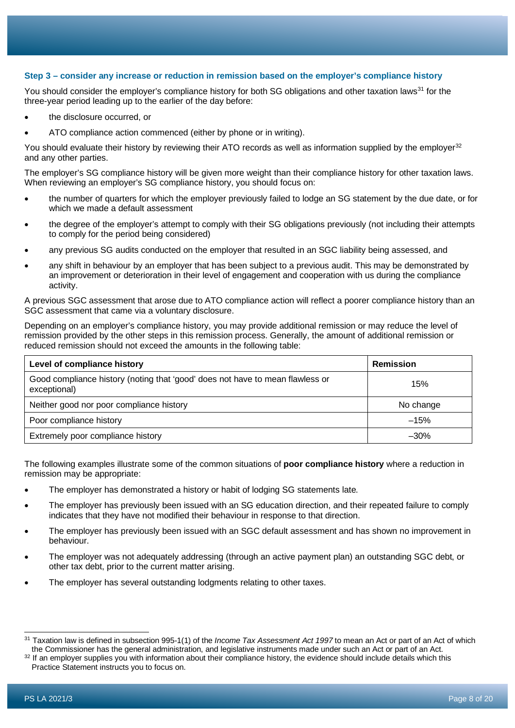### Step 3 – consider any increase or reduction in remission based on the employer's compliance history

You should consider the employer's compliance history for both SG obligations and other taxation laws[31] for the three-year period leading up to the earlier of the day before:

- the disclosure occurred, or
- ATO compliance action commenced (either by phone or in writing).

You should evaluate their history by reviewing their ATO records as well as information supplied by the employer[32] and any other parties.

The employer's SG compliance history will be given more weight than their compliance history for other taxation laws. When reviewing an employer's SG compliance history, you should focus on:

- the number of quarters for which the employer previously failed to lodge an SG statement by the due date, or for which we made a default assessment
- the degree of the employer's attempt to comply with their SG obligations previously (not including their attempts to comply for the period being considered)
- any previous SG audits conducted on the employer that resulted in an SGC liability being assessed, and
- any shift in behaviour by an employer that has been subject to a previous audit. This may be demonstrated by an improvement or deterioration in their level of engagement and cooperation with us during the compliance activity.

A previous SGC assessment that arose due to ATO compliance action will reflect a poorer compliance history than an SGC assessment that came via a voluntary disclosure.

Depending on an employer's compliance history, you may provide additional remission or may reduce the level of remission provided by the other steps in this remission process. Generally, the amount of additional remission or reduced remission should not exceed the amounts in the following table:

| Level of compliance history | Remission |
|---|---|
| Good compliance history (noting that 'good' does not have to mean flawless or exceptional) | 15% |
| Neither good nor poor compliance history | No change |
| Poor compliance history | –15% |
| Extremely poor compliance history | –30% |

The following examples illustrate some of the common situations of **poor compliance history** where a reduction in remission may be appropriate:

- The employer has demonstrated a history or habit of lodging SG statements late.
- The employer has previously been issued with an SG education direction, and their repeated failure to comply indicates that they have not modified their behaviour in response to that direction.
- The employer has previously been issued with an SGC default assessment and has shown no improvement in behaviour.
- The employer was not adequately addressing (through an active payment plan) an outstanding SGC debt, or other tax debt, prior to the current matter arising.
- The employer has several outstanding lodgments relating to other taxes.

---

[31] Taxation law is defined in subsection 995-1(1) of the *Income Tax Assessment Act 1997* to mean an Act or part of an Act of which the Commissioner has the general administration, and legislative instruments made under such an Act or part of an Act.

[32] If an employer supplies you with information about their compliance history, the evidence should include details which this Practice Statement instructs you to focus on.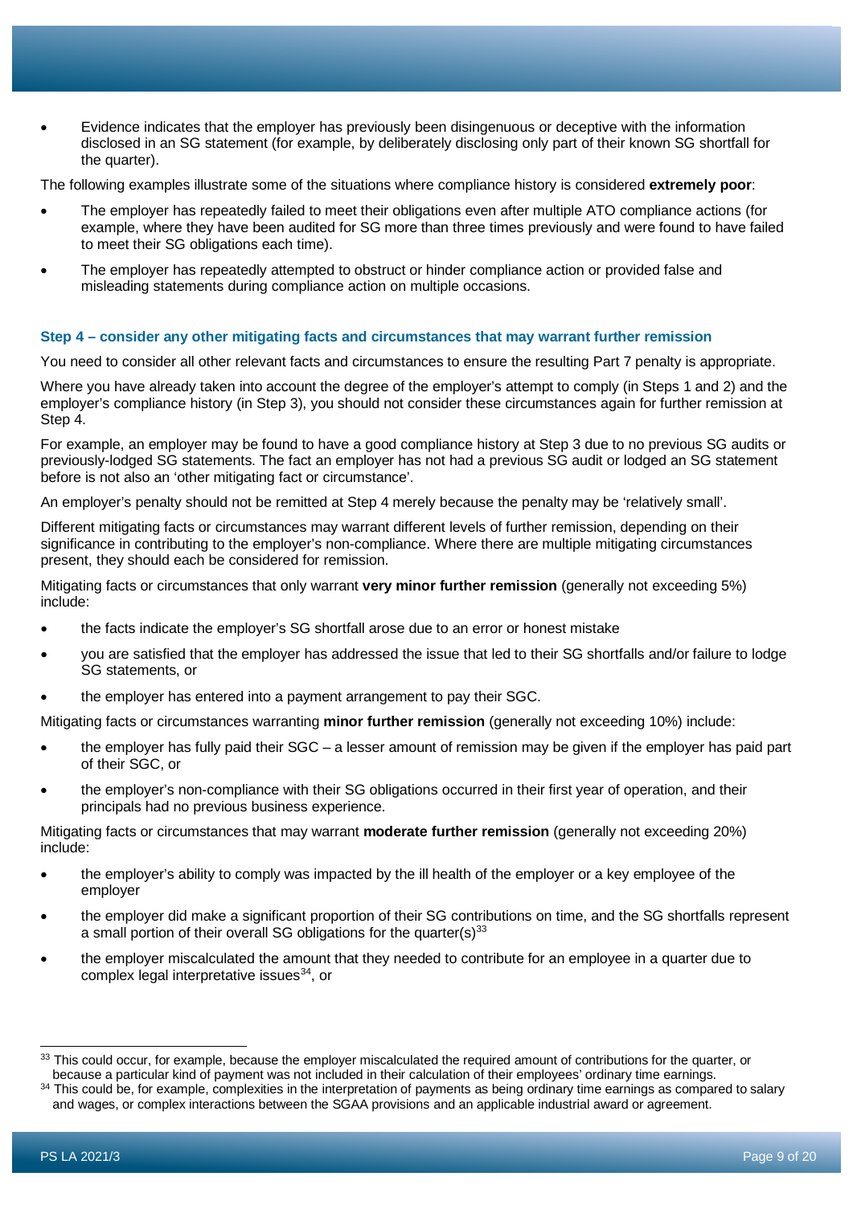- Evidence indicates that the employer has previously been disingenuous or deceptive with the information disclosed in an SG statement (for example, by deliberately disclosing only part of their known SG shortfall for the quarter).

The following examples illustrate some of the situations where compliance history is considered **extremely poor**:

- The employer has repeatedly failed to meet their obligations even after multiple ATO compliance actions (for example, where they have been audited for SG more than three times previously and were found to have failed to meet their SG obligations each time).
- The employer has repeatedly attempted to obstruct or hinder compliance action or provided false and misleading statements during compliance action on multiple occasions.

#### Step 4 – consider any other mitigating facts and circumstances that may warrant further remission

You need to consider all other relevant facts and circumstances to ensure the resulting Part 7 penalty is appropriate.

Where you have already taken into account the degree of the employer's attempt to comply (in Steps 1 and 2) and the employer's compliance history (in Step 3), you should not consider these circumstances again for further remission at Step 4.

For example, an employer may be found to have a good compliance history at Step 3 due to no previous SG audits or previously-lodged SG statements. The fact an employer has not had a previous SG audit or lodged an SG statement before is not also an 'other mitigating fact or circumstance'.

An employer's penalty should not be remitted at Step 4 merely because the penalty may be 'relatively small'.

Different mitigating facts or circumstances may warrant different levels of further remission, depending on their significance in contributing to the employer's non-compliance. Where there are multiple mitigating circumstances present, they should each be considered for remission.

Mitigating facts or circumstances that only warrant **very minor further remission** (generally not exceeding 5%) include:

- the facts indicate the employer's SG shortfall arose due to an error or honest mistake
- you are satisfied that the employer has addressed the issue that led to their SG shortfalls and/or failure to lodge SG statements, or
- the employer has entered into a payment arrangement to pay their SGC.

Mitigating facts or circumstances warranting **minor further remission** (generally not exceeding 10%) include:

- the employer has fully paid their SGC – a lesser amount of remission may be given if the employer has paid part of their SGC, or
- the employer's non-compliance with their SG obligations occurred in their first year of operation, and their principals had no previous business experience.

Mitigating facts or circumstances that may warrant **moderate further remission** (generally not exceeding 20%) include:

- the employer's ability to comply was impacted by the ill health of the employer or a key employee of the employer
- the employer did make a significant proportion of their SG contributions on time, and the SG shortfalls represent a small portion of their overall SG obligations for the quarter(s)[33]
- the employer miscalculated the amount that they needed to contribute for an employee in a quarter due to complex legal interpretative issues[34], or

---

[33] This could occur, for example, because the employer miscalculated the required amount of contributions for the quarter, or because a particular kind of payment was not included in their calculation of their employees' ordinary time earnings.

[34] This could be, for example, complexities in the interpretation of payments as being ordinary time earnings as compared to salary and wages, or complex interactions between the SGAA provisions and an applicable industrial award or agreement.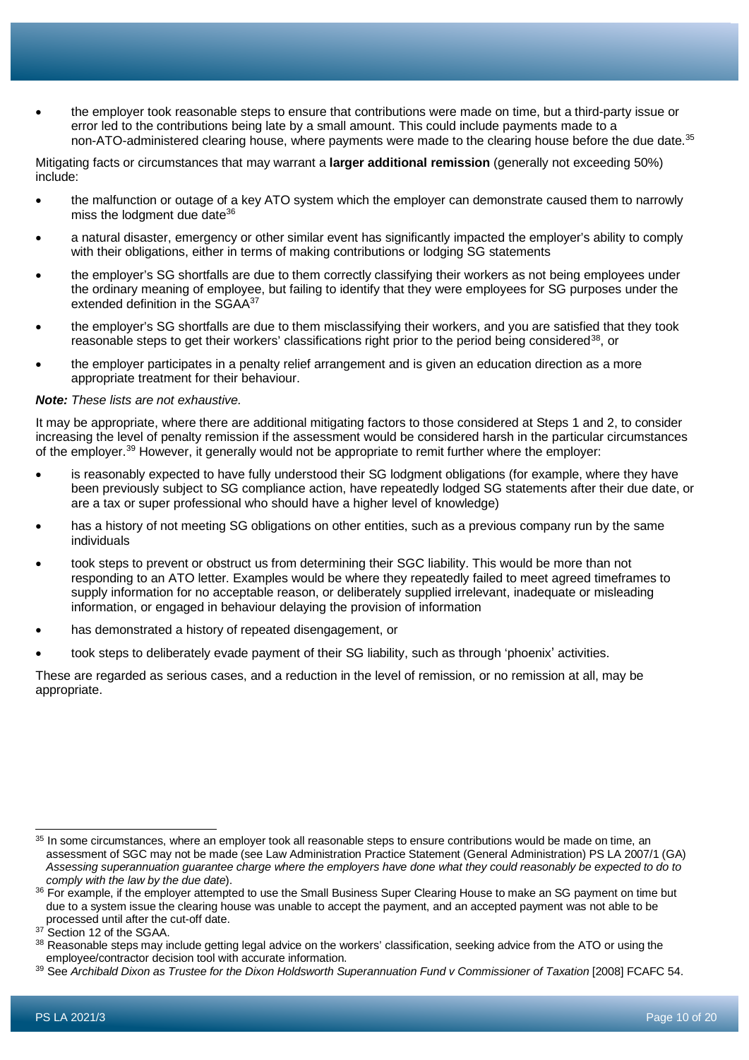- the employer took reasonable steps to ensure that contributions were made on time, but a third-party issue or error led to the contributions being late by a small amount. This could include payments made to a non-ATO-administered clearing house, where payments were made to the clearing house before the due date.[35]

Mitigating facts or circumstances that may warrant a **larger additional remission** (generally not exceeding 50%) include:

- the malfunction or outage of a key ATO system which the employer can demonstrate caused them to narrowly miss the lodgment due date[36]
- a natural disaster, emergency or other similar event has significantly impacted the employer's ability to comply with their obligations, either in terms of making contributions or lodging SG statements
- the employer's SG shortfalls are due to them correctly classifying their workers as not being employees under the ordinary meaning of employee, but failing to identify that they were employees for SG purposes under the extended definition in the SGAA[37]
- the employer's SG shortfalls are due to them misclassifying their workers, and you are satisfied that they took reasonable steps to get their workers' classifications right prior to the period being considered[38], or
- the employer participates in a penalty relief arrangement and is given an education direction as a more appropriate treatment for their behaviour.

***Note:*** *These lists are not exhaustive.*

It may be appropriate, where there are additional mitigating factors to those considered at Steps 1 and 2, to consider increasing the level of penalty remission if the assessment would be considered harsh in the particular circumstances of the employer.[39] However, it generally would not be appropriate to remit further where the employer:

- is reasonably expected to have fully understood their SG lodgment obligations (for example, where they have been previously subject to SG compliance action, have repeatedly lodged SG statements after their due date, or are a tax or super professional who should have a higher level of knowledge)
- has a history of not meeting SG obligations on other entities, such as a previous company run by the same individuals
- took steps to prevent or obstruct us from determining their SGC liability. This would be more than not responding to an ATO letter. Examples would be where they repeatedly failed to meet agreed timeframes to supply information for no acceptable reason, or deliberately supplied irrelevant, inadequate or misleading information, or engaged in behaviour delaying the provision of information
- has demonstrated a history of repeated disengagement, or
- took steps to deliberately evade payment of their SG liability, such as through 'phoenix' activities.

These are regarded as serious cases, and a reduction in the level of remission, or no remission at all, may be appropriate.

---

[35] In some circumstances, where an employer took all reasonable steps to ensure contributions would be made on time, an assessment of SGC may not be made (see Law Administration Practice Statement (General Administration) PS LA 2007/1 (GA) *Assessing superannuation guarantee charge where the employers have done what they could reasonably be expected to do to comply with the law by the due date*).

[36] For example, if the employer attempted to use the Small Business Super Clearing House to make an SG payment on time but due to a system issue the clearing house was unable to accept the payment, and an accepted payment was not able to be processed until after the cut-off date.

[37] Section 12 of the SGAA.

[38] Reasonable steps may include getting legal advice on the workers' classification, seeking advice from the ATO or using the employee/contractor decision tool with accurate information.

[39] See *Archibald Dixon as Trustee for the Dixon Holdsworth Superannuation Fund v Commissioner of Taxation* [2008] FCAFC 54.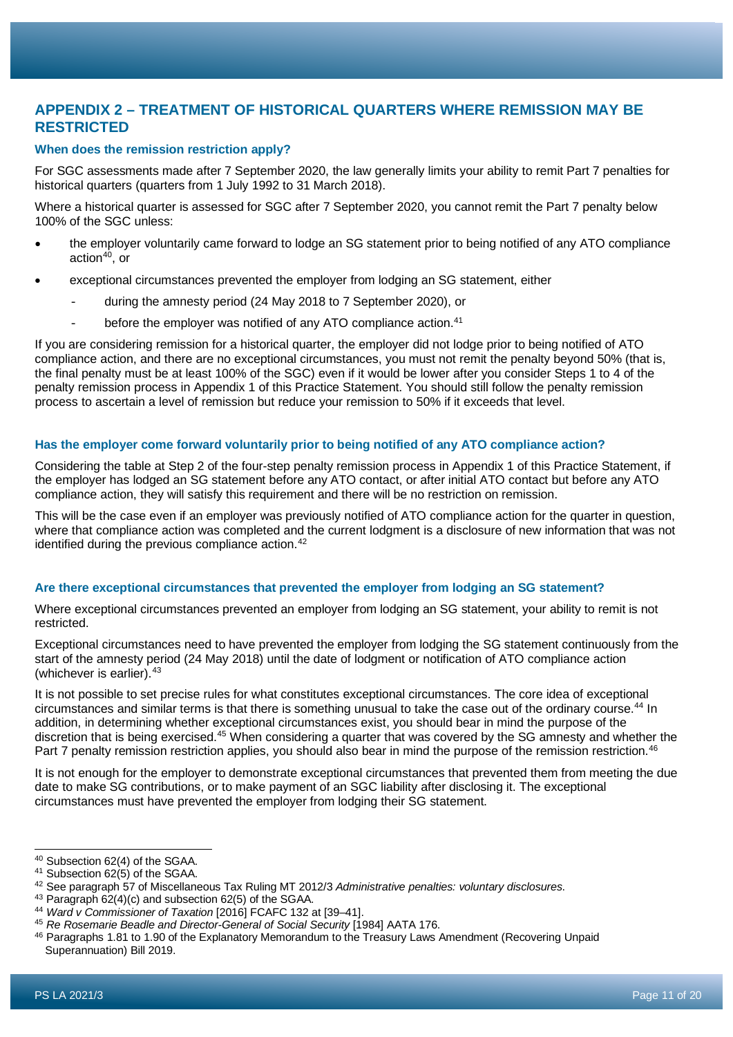## APPENDIX 2 – TREATMENT OF HISTORICAL QUARTERS WHERE REMISSION MAY BE RESTRICTED

### When does the remission restriction apply?

For SGC assessments made after 7 September 2020, the law generally limits your ability to remit Part 7 penalties for historical quarters (quarters from 1 July 1992 to 31 March 2018).

Where a historical quarter is assessed for SGC after 7 September 2020, you cannot remit the Part 7 penalty below 100% of the SGC unless:

- the employer voluntarily came forward to lodge an SG statement prior to being notified of any ATO compliance action[40], or
- exceptional circumstances prevented the employer from lodging an SG statement, either
  - during the amnesty period (24 May 2018 to 7 September 2020), or
  - before the employer was notified of any ATO compliance action.[41]

If you are considering remission for a historical quarter, the employer did not lodge prior to being notified of ATO compliance action, and there are no exceptional circumstances, you must not remit the penalty beyond 50% (that is, the final penalty must be at least 100% of the SGC) even if it would be lower after you consider Steps 1 to 4 of the penalty remission process in Appendix 1 of this Practice Statement. You should still follow the penalty remission process to ascertain a level of remission but reduce your remission to 50% if it exceeds that level.

### Has the employer come forward voluntarily prior to being notified of any ATO compliance action?

Considering the table at Step 2 of the four-step penalty remission process in Appendix 1 of this Practice Statement, if the employer has lodged an SG statement before any ATO contact, or after initial ATO contact but before any ATO compliance action, they will satisfy this requirement and there will be no restriction on remission.

This will be the case even if an employer was previously notified of ATO compliance action for the quarter in question, where that compliance action was completed and the current lodgment is a disclosure of new information that was not identified during the previous compliance action.[42]

### Are there exceptional circumstances that prevented the employer from lodging an SG statement?

Where exceptional circumstances prevented an employer from lodging an SG statement, your ability to remit is not restricted.

Exceptional circumstances need to have prevented the employer from lodging the SG statement continuously from the start of the amnesty period (24 May 2018) until the date of lodgment or notification of ATO compliance action (whichever is earlier).[43]

It is not possible to set precise rules for what constitutes exceptional circumstances. The core idea of exceptional circumstances and similar terms is that there is something unusual to take the case out of the ordinary course.[44] In addition, in determining whether exceptional circumstances exist, you should bear in mind the purpose of the discretion that is being exercised.[45] When considering a quarter that was covered by the SG amnesty and whether the Part 7 penalty remission restriction applies, you should also bear in mind the purpose of the remission restriction.[46]

It is not enough for the employer to demonstrate exceptional circumstances that prevented them from meeting the due date to make SG contributions, or to make payment of an SGC liability after disclosing it. The exceptional circumstances must have prevented the employer from lodging their SG statement.

---

[40] Subsection 62(4) of the SGAA.

[41] Subsection 62(5) of the SGAA.

[42] See paragraph 57 of Miscellaneous Tax Ruling MT 2012/3 *Administrative penalties: voluntary disclosures*.

[43] Paragraph 62(4)(c) and subsection 62(5) of the SGAA.

[44] *Ward v Commissioner of Taxation* [2016] FCAFC 132 at [39–41].

[45] *Re Rosemarie Beadle and Director-General of Social Security* [1984] AATA 176.

[46] Paragraphs 1.81 to 1.90 of the Explanatory Memorandum to the Treasury Laws Amendment (Recovering Unpaid Superannuation) Bill 2019.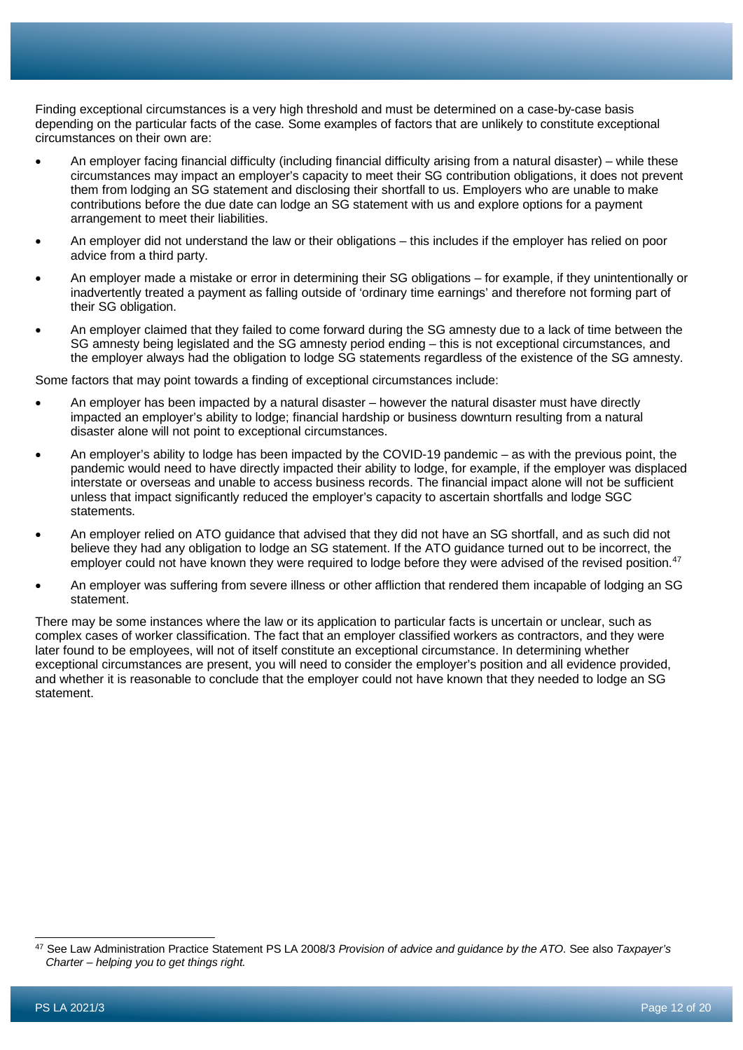Finding exceptional circumstances is a very high threshold and must be determined on a case-by-case basis depending on the particular facts of the case. Some examples of factors that are unlikely to constitute exceptional circumstances on their own are:

- An employer facing financial difficulty (including financial difficulty arising from a natural disaster) – while these circumstances may impact an employer's capacity to meet their SG contribution obligations, it does not prevent them from lodging an SG statement and disclosing their shortfall to us. Employers who are unable to make contributions before the due date can lodge an SG statement with us and explore options for a payment arrangement to meet their liabilities.
- An employer did not understand the law or their obligations – this includes if the employer has relied on poor advice from a third party.
- An employer made a mistake or error in determining their SG obligations – for example, if they unintentionally or inadvertently treated a payment as falling outside of 'ordinary time earnings' and therefore not forming part of their SG obligation.
- An employer claimed that they failed to come forward during the SG amnesty due to a lack of time between the SG amnesty being legislated and the SG amnesty period ending – this is not exceptional circumstances, and the employer always had the obligation to lodge SG statements regardless of the existence of the SG amnesty.

Some factors that may point towards a finding of exceptional circumstances include:

- An employer has been impacted by a natural disaster – however the natural disaster must have directly impacted an employer's ability to lodge; financial hardship or business downturn resulting from a natural disaster alone will not point to exceptional circumstances.
- An employer's ability to lodge has been impacted by the COVID-19 pandemic – as with the previous point, the pandemic would need to have directly impacted their ability to lodge, for example, if the employer was displaced interstate or overseas and unable to access business records. The financial impact alone will not be sufficient unless that impact significantly reduced the employer's capacity to ascertain shortfalls and lodge SGC statements.
- An employer relied on ATO guidance that advised that they did not have an SG shortfall, and as such did not believe they had any obligation to lodge an SG statement. If the ATO guidance turned out to be incorrect, the employer could not have known they were required to lodge before they were advised of the revised position.[47]
- An employer was suffering from severe illness or other affliction that rendered them incapable of lodging an SG statement.

There may be some instances where the law or its application to particular facts is uncertain or unclear, such as complex cases of worker classification. The fact that an employer classified workers as contractors, and they were later found to be employees, will not of itself constitute an exceptional circumstance. In determining whether exceptional circumstances are present, you will need to consider the employer's position and all evidence provided, and whether it is reasonable to conclude that the employer could not have known that they needed to lodge an SG statement.

---

[47] See Law Administration Practice Statement PS LA 2008/3 *Provision of advice and guidance by the ATO*. See also *Taxpayer's Charter – helping you to get things right.*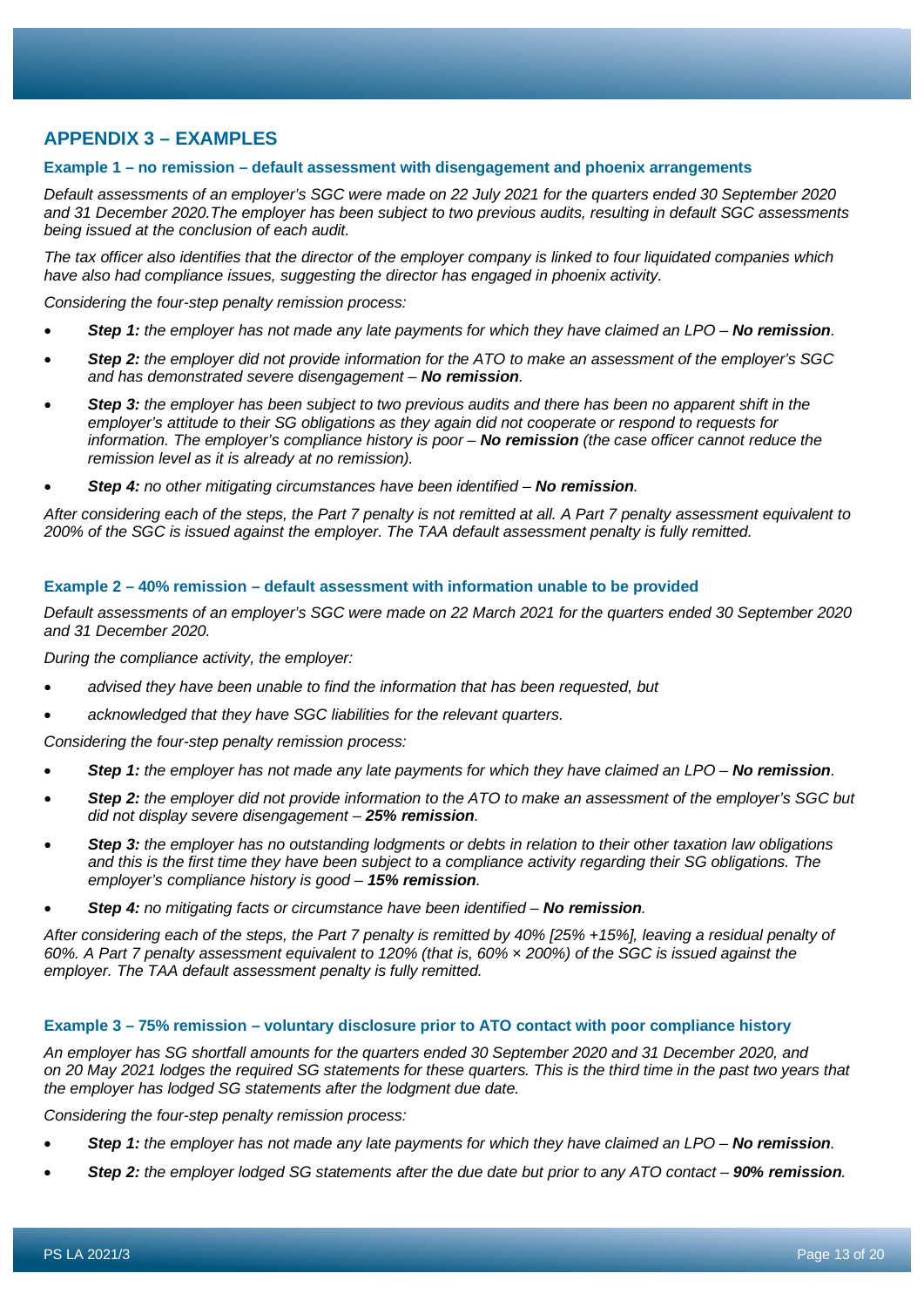## APPENDIX 3 – EXAMPLES

### Example 1 – no remission – default assessment with disengagement and phoenix arrangements

*Default assessments of an employer's SGC were made on 22 July 2021 for the quarters ended 30 September 2020 and 31 December 2020.The employer has been subject to two previous audits, resulting in default SGC assessments being issued at the conclusion of each audit.*

*The tax officer also identifies that the director of the employer company is linked to four liquidated companies which have also had compliance issues, suggesting the director has engaged in phoenix activity.*

*Considering the four-step penalty remission process:*

- ***Step 1:** the employer has not made any late payments for which they have claimed an LPO – **No remission**.*
- ***Step 2:** the employer did not provide information for the ATO to make an assessment of the employer's SGC and has demonstrated severe disengagement – **No remission**.*
- ***Step 3:** the employer has been subject to two previous audits and there has been no apparent shift in the employer's attitude to their SG obligations as they again did not cooperate or respond to requests for information. The employer's compliance history is poor – **No remission** (the case officer cannot reduce the remission level as it is already at no remission).*
- ***Step 4:** no other mitigating circumstances have been identified – **No remission**.*

*After considering each of the steps, the Part 7 penalty is not remitted at all. A Part 7 penalty assessment equivalent to 200% of the SGC is issued against the employer. The TAA default assessment penalty is fully remitted.*

### Example 2 – 40% remission – default assessment with information unable to be provided

*Default assessments of an employer's SGC were made on 22 March 2021 for the quarters ended 30 September 2020 and 31 December 2020.*

*During the compliance activity, the employer:*

- *advised they have been unable to find the information that has been requested, but*
- *acknowledged that they have SGC liabilities for the relevant quarters.*

*Considering the four-step penalty remission process:*

- ***Step 1:** the employer has not made any late payments for which they have claimed an LPO – **No remission**.*
- ***Step 2:** the employer did not provide information to the ATO to make an assessment of the employer's SGC but did not display severe disengagement – **25% remission**.*
- ***Step 3:** the employer has no outstanding lodgments or debts in relation to their other taxation law obligations and this is the first time they have been subject to a compliance activity regarding their SG obligations. The employer's compliance history is good – **15% remission**.*
- ***Step 4:** no mitigating facts or circumstance have been identified – **No remission**.*

*After considering each of the steps, the Part 7 penalty is remitted by 40% [25% +15%], leaving a residual penalty of 60%. A Part 7 penalty assessment equivalent to 120% (that is, 60% × 200%) of the SGC is issued against the employer. The TAA default assessment penalty is fully remitted.*

### Example 3 – 75% remission – voluntary disclosure prior to ATO contact with poor compliance history

*An employer has SG shortfall amounts for the quarters ended 30 September 2020 and 31 December 2020, and on 20 May 2021 lodges the required SG statements for these quarters. This is the third time in the past two years that the employer has lodged SG statements after the lodgment due date.*

*Considering the four-step penalty remission process:*

- ***Step 1:** the employer has not made any late payments for which they have claimed an LPO – **No remission**.*
- ***Step 2:** the employer lodged SG statements after the due date but prior to any ATO contact – **90% remission**.*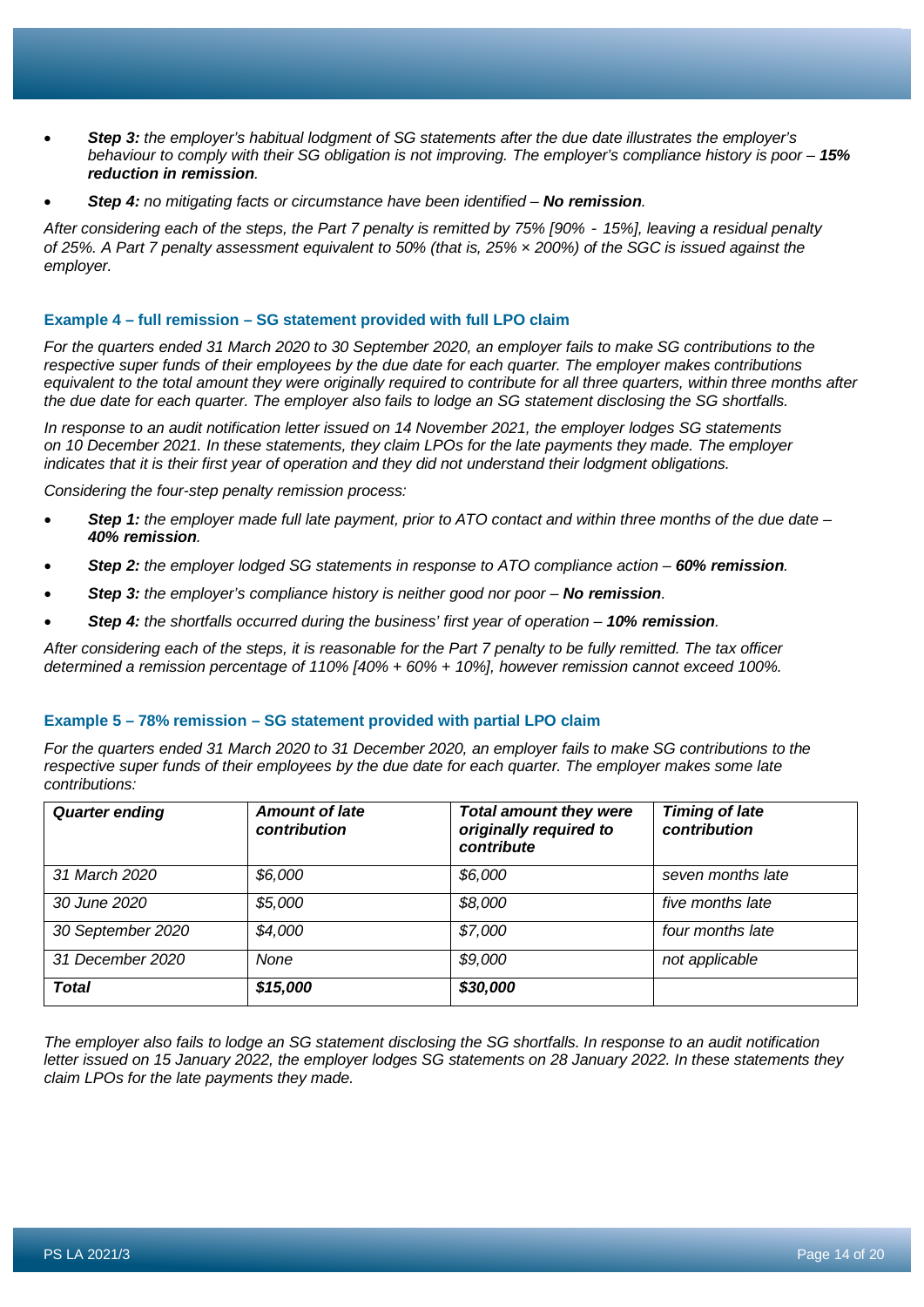- ***Step 3:*** *the employer's habitual lodgment of SG statements after the due date illustrates the employer's behaviour to comply with their SG obligation is not improving. The employer's compliance history is poor –* ***15% reduction in remission****.*
- ***Step 4:*** *no mitigating facts or circumstance have been identified –* ***No remission****.*

*After considering each of the steps, the Part 7 penalty is remitted by 75% [90% - 15%], leaving a residual penalty of 25%. A Part 7 penalty assessment equivalent to 50% (that is, 25% × 200%) of the SGC is issued against the employer.*

### Example 4 – full remission – SG statement provided with full LPO claim

*For the quarters ended 31 March 2020 to 30 September 2020, an employer fails to make SG contributions to the respective super funds of their employees by the due date for each quarter. The employer makes contributions equivalent to the total amount they were originally required to contribute for all three quarters, within three months after the due date for each quarter. The employer also fails to lodge an SG statement disclosing the SG shortfalls.*

*In response to an audit notification letter issued on 14 November 2021, the employer lodges SG statements on 10 December 2021. In these statements, they claim LPOs for the late payments they made. The employer indicates that it is their first year of operation and they did not understand their lodgment obligations.*

*Considering the four-step penalty remission process:*

- ***Step 1:*** *the employer made full late payment, prior to ATO contact and within three months of the due date –* ***40% remission****.*
- ***Step 2:*** *the employer lodged SG statements in response to ATO compliance action –* ***60% remission****.*
- ***Step 3:*** *the employer's compliance history is neither good nor poor –* ***No remission****.*
- ***Step 4:*** *the shortfalls occurred during the business' first year of operation –* ***10% remission****.*

*After considering each of the steps, it is reasonable for the Part 7 penalty to be fully remitted. The tax officer determined a remission percentage of 110% [40% + 60% + 10%], however remission cannot exceed 100%.*

### Example 5 – 78% remission – SG statement provided with partial LPO claim

*For the quarters ended 31 March 2020 to 31 December 2020, an employer fails to make SG contributions to the respective super funds of their employees by the due date for each quarter. The employer makes some late contributions:*

| ***Quarter ending*** | ***Amount of late contribution*** | ***Total amount they were originally required to contribute*** | ***Timing of late contribution*** |
|---|---|---|---|
| *31 March 2020* | *$6,000* | *$6,000* | *seven months late* |
| *30 June 2020* | *$5,000* | *$8,000* | *five months late* |
| *30 September 2020* | *$4,000* | *$7,000* | *four months late* |
| *31 December 2020* | *None* | *$9,000* | *not applicable* |
| ***Total*** | ***$15,000*** | ***$30,000*** | |

*The employer also fails to lodge an SG statement disclosing the SG shortfalls. In response to an audit notification letter issued on 15 January 2022, the employer lodges SG statements on 28 January 2022. In these statements they claim LPOs for the late payments they made.*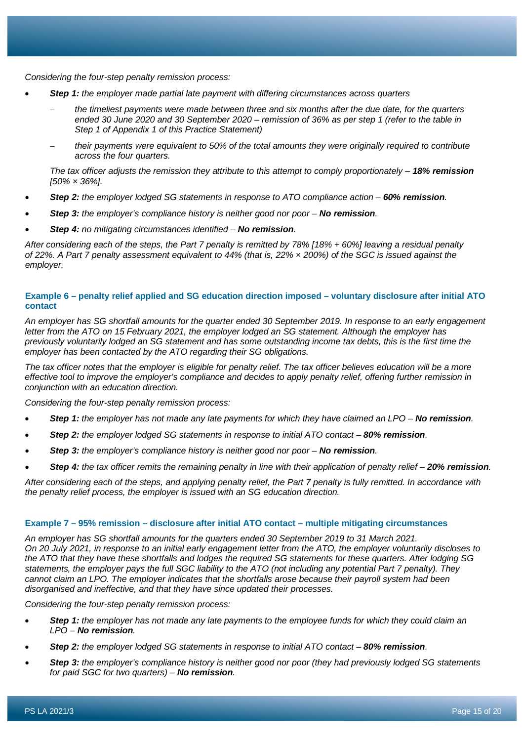*Considering the four-step penalty remission process:*

- ***Step 1:*** *the employer made partial late payment with differing circumstances across quarters*
  - *the timeliest payments were made between three and six months after the due date, for the quarters ended 30 June 2020 and 30 September 2020 – remission of 36% as per step 1 (refer to the table in Step 1 of Appendix 1 of this Practice Statement)*
  - *their payments were equivalent to 50% of the total amounts they were originally required to contribute across the four quarters.*

  *The tax officer adjusts the remission they attribute to this attempt to comply proportionately –* ***18% remission*** *[50% × 36%].*

- ***Step 2:*** *the employer lodged SG statements in response to ATO compliance action –* ***60% remission****.*
- ***Step 3:*** *the employer's compliance history is neither good nor poor –* ***No remission****.*
- ***Step 4:*** *no mitigating circumstances identified –* ***No remission****.*

*After considering each of the steps, the Part 7 penalty is remitted by 78% [18% + 60%] leaving a residual penalty of 22%. A Part 7 penalty assessment equivalent to 44% (that is, 22% × 200%) of the SGC is issued against the employer.*

### Example 6 – penalty relief applied and SG education direction imposed – voluntary disclosure after initial ATO contact

*An employer has SG shortfall amounts for the quarter ended 30 September 2019. In response to an early engagement letter from the ATO on 15 February 2021, the employer lodged an SG statement. Although the employer has previously voluntarily lodged an SG statement and has some outstanding income tax debts, this is the first time the employer has been contacted by the ATO regarding their SG obligations.*

*The tax officer notes that the employer is eligible for penalty relief. The tax officer believes education will be a more effective tool to improve the employer's compliance and decides to apply penalty relief, offering further remission in conjunction with an education direction.*

*Considering the four-step penalty remission process:*

- ***Step 1:*** *the employer has not made any late payments for which they have claimed an LPO –* ***No remission****.*
- ***Step 2:*** *the employer lodged SG statements in response to initial ATO contact –* ***80% remission****.*
- ***Step 3:*** *the employer's compliance history is neither good nor poor –* ***No remission****.*
- ***Step 4:*** *the tax officer remits the remaining penalty in line with their application of penalty relief –* ***20% remission****.*

*After considering each of the steps, and applying penalty relief, the Part 7 penalty is fully remitted. In accordance with the penalty relief process, the employer is issued with an SG education direction.*

### Example 7 – 95% remission – disclosure after initial ATO contact – multiple mitigating circumstances

*An employer has SG shortfall amounts for the quarters ended 30 September 2019 to 31 March 2021. On 20 July 2021, in response to an initial early engagement letter from the ATO, the employer voluntarily discloses to the ATO that they have these shortfalls and lodges the required SG statements for these quarters. After lodging SG statements, the employer pays the full SGC liability to the ATO (not including any potential Part 7 penalty). They cannot claim an LPO. The employer indicates that the shortfalls arose because their payroll system had been disorganised and ineffective, and that they have since updated their processes.*

*Considering the four-step penalty remission process:*

- ***Step 1:*** *the employer has not made any late payments to the employee funds for which they could claim an LPO –* ***No remission****.*
- ***Step 2:*** *the employer lodged SG statements in response to initial ATO contact –* ***80% remission****.*
- ***Step 3:*** *the employer's compliance history is neither good nor poor (they had previously lodged SG statements for paid SGC for two quarters) –* ***No remission****.*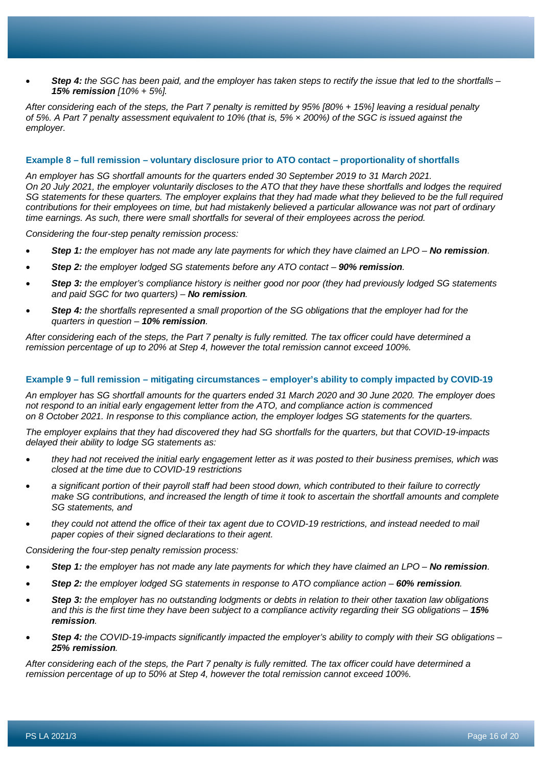- ***Step 4:*** *the SGC has been paid, and the employer has taken steps to rectify the issue that led to the shortfalls –* ***15% remission*** *[10% + 5%].*

*After considering each of the steps, the Part 7 penalty is remitted by 95% [80% + 15%] leaving a residual penalty of 5%. A Part 7 penalty assessment equivalent to 10% (that is, 5% × 200%) of the SGC is issued against the employer.*

#### Example 8 – full remission – voluntary disclosure prior to ATO contact – proportionality of shortfalls

*An employer has SG shortfall amounts for the quarters ended 30 September 2019 to 31 March 2021.*
*On 20 July 2021, the employer voluntarily discloses to the ATO that they have these shortfalls and lodges the required SG statements for these quarters. The employer explains that they had made what they believed to be the full required contributions for their employees on time, but had mistakenly believed a particular allowance was not part of ordinary time earnings. As such, there were small shortfalls for several of their employees across the period.*

*Considering the four-step penalty remission process:*

- ***Step 1:*** *the employer has not made any late payments for which they have claimed an LPO –* ***No remission****.*
- ***Step 2:*** *the employer lodged SG statements before any ATO contact –* ***90% remission****.*
- ***Step 3:*** *the employer's compliance history is neither good nor poor (they had previously lodged SG statements and paid SGC for two quarters) –* ***No remission****.*
- ***Step 4:*** *the shortfalls represented a small proportion of the SG obligations that the employer had for the quarters in question –* ***10% remission****.*

*After considering each of the steps, the Part 7 penalty is fully remitted. The tax officer could have determined a remission percentage of up to 20% at Step 4, however the total remission cannot exceed 100%.*

#### Example 9 – full remission – mitigating circumstances – employer's ability to comply impacted by COVID-19

*An employer has SG shortfall amounts for the quarters ended 31 March 2020 and 30 June 2020. The employer does not respond to an initial early engagement letter from the ATO, and compliance action is commenced on 8 October 2021. In response to this compliance action, the employer lodges SG statements for the quarters.*

*The employer explains that they had discovered they had SG shortfalls for the quarters, but that COVID-19-impacts delayed their ability to lodge SG statements as:*

- *they had not received the initial early engagement letter as it was posted to their business premises, which was closed at the time due to COVID-19 restrictions*
- *a significant portion of their payroll staff had been stood down, which contributed to their failure to correctly make SG contributions, and increased the length of time it took to ascertain the shortfall amounts and complete SG statements, and*
- *they could not attend the office of their tax agent due to COVID-19 restrictions, and instead needed to mail paper copies of their signed declarations to their agent.*

*Considering the four-step penalty remission process:*

- ***Step 1:*** *the employer has not made any late payments for which they have claimed an LPO –* ***No remission****.*
- ***Step 2:*** *the employer lodged SG statements in response to ATO compliance action –* ***60% remission****.*
- ***Step 3:*** *the employer has no outstanding lodgments or debts in relation to their other taxation law obligations and this is the first time they have been subject to a compliance activity regarding their SG obligations –* ***15% remission****.*
- ***Step 4:*** *the COVID-19-impacts significantly impacted the employer's ability to comply with their SG obligations –* ***25% remission****.*

*After considering each of the steps, the Part 7 penalty is fully remitted. The tax officer could have determined a remission percentage of up to 50% at Step 4, however the total remission cannot exceed 100%.*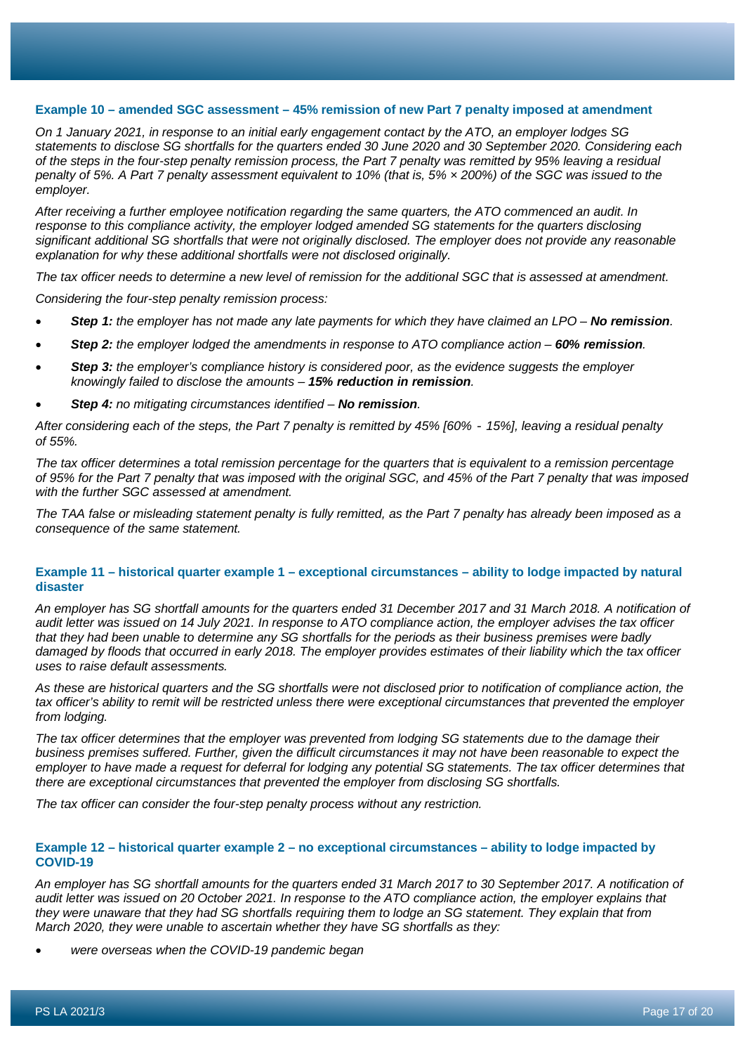### Example 10 – amended SGC assessment – 45% remission of new Part 7 penalty imposed at amendment

*On 1 January 2021, in response to an initial early engagement contact by the ATO, an employer lodges SG statements to disclose SG shortfalls for the quarters ended 30 June 2020 and 30 September 2020. Considering each of the steps in the four-step penalty remission process, the Part 7 penalty was remitted by 95% leaving a residual penalty of 5%. A Part 7 penalty assessment equivalent to 10% (that is, 5% × 200%) of the SGC was issued to the employer.*

*After receiving a further employee notification regarding the same quarters, the ATO commenced an audit. In response to this compliance activity, the employer lodged amended SG statements for the quarters disclosing significant additional SG shortfalls that were not originally disclosed. The employer does not provide any reasonable explanation for why these additional shortfalls were not disclosed originally.*

*The tax officer needs to determine a new level of remission for the additional SGC that is assessed at amendment.*

*Considering the four-step penalty remission process:*

- ***Step 1:** the employer has not made any late payments for which they have claimed an LPO – **No remission**.*
- ***Step 2:** the employer lodged the amendments in response to ATO compliance action – **60% remission**.*
- ***Step 3:** the employer's compliance history is considered poor, as the evidence suggests the employer knowingly failed to disclose the amounts – **15% reduction in remission**.*
- ***Step 4:** no mitigating circumstances identified – **No remission**.*

*After considering each of the steps, the Part 7 penalty is remitted by 45% [60% - 15%], leaving a residual penalty of 55%.*

*The tax officer determines a total remission percentage for the quarters that is equivalent to a remission percentage of 95% for the Part 7 penalty that was imposed with the original SGC, and 45% of the Part 7 penalty that was imposed with the further SGC assessed at amendment.*

*The TAA false or misleading statement penalty is fully remitted, as the Part 7 penalty has already been imposed as a consequence of the same statement.*

### Example 11 – historical quarter example 1 – exceptional circumstances – ability to lodge impacted by natural disaster

*An employer has SG shortfall amounts for the quarters ended 31 December 2017 and 31 March 2018. A notification of audit letter was issued on 14 July 2021. In response to ATO compliance action, the employer advises the tax officer that they had been unable to determine any SG shortfalls for the periods as their business premises were badly damaged by floods that occurred in early 2018. The employer provides estimates of their liability which the tax officer uses to raise default assessments.*

*As these are historical quarters and the SG shortfalls were not disclosed prior to notification of compliance action, the tax officer's ability to remit will be restricted unless there were exceptional circumstances that prevented the employer from lodging.*

*The tax officer determines that the employer was prevented from lodging SG statements due to the damage their business premises suffered. Further, given the difficult circumstances it may not have been reasonable to expect the employer to have made a request for deferral for lodging any potential SG statements. The tax officer determines that there are exceptional circumstances that prevented the employer from disclosing SG shortfalls.*

*The tax officer can consider the four-step penalty process without any restriction.*

### Example 12 – historical quarter example 2 – no exceptional circumstances – ability to lodge impacted by COVID-19

*An employer has SG shortfall amounts for the quarters ended 31 March 2017 to 30 September 2017. A notification of audit letter was issued on 20 October 2021. In response to the ATO compliance action, the employer explains that they were unaware that they had SG shortfalls requiring them to lodge an SG statement. They explain that from March 2020, they were unable to ascertain whether they have SG shortfalls as they:*

- *were overseas when the COVID-19 pandemic began*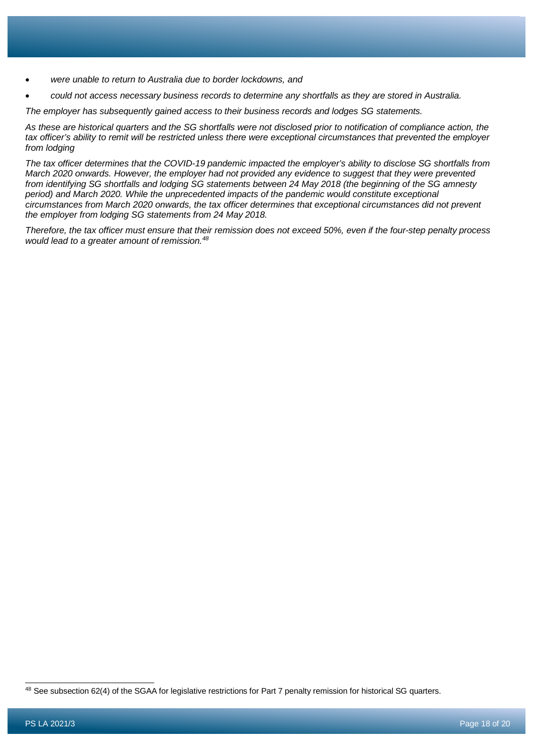- *were unable to return to Australia due to border lockdowns, and*
- *could not access necessary business records to determine any shortfalls as they are stored in Australia.*

*The employer has subsequently gained access to their business records and lodges SG statements.*

*As these are historical quarters and the SG shortfalls were not disclosed prior to notification of compliance action, the tax officer's ability to remit will be restricted unless there were exceptional circumstances that prevented the employer from lodging*

*The tax officer determines that the COVID-19 pandemic impacted the employer's ability to disclose SG shortfalls from March 2020 onwards. However, the employer had not provided any evidence to suggest that they were prevented from identifying SG shortfalls and lodging SG statements between 24 May 2018 (the beginning of the SG amnesty period) and March 2020. While the unprecedented impacts of the pandemic would constitute exceptional circumstances from March 2020 onwards, the tax officer determines that exceptional circumstances did not prevent the employer from lodging SG statements from 24 May 2018.*

*Therefore, the tax officer must ensure that their remission does not exceed 50%, even if the four-step penalty process would lead to a greater amount of remission.*[48]

---

[48] See subsection 62(4) of the SGAA for legislative restrictions for Part 7 penalty remission for historical SG quarters.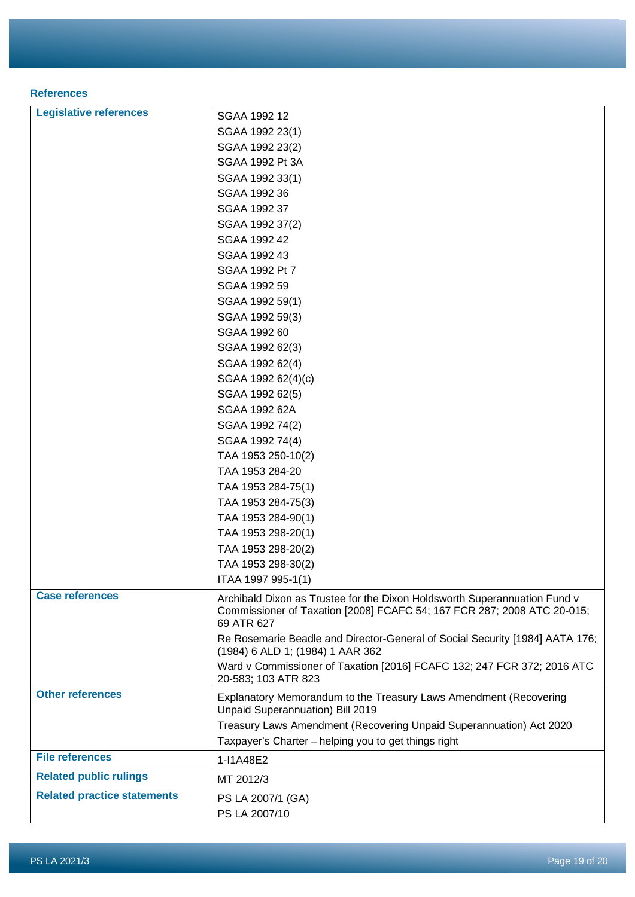### References

| | |
|---|---|
| **Legislative references** | SGAA 1992 12<br>SGAA 1992 23(1)<br>SGAA 1992 23(2)<br>SGAA 1992 Pt 3A<br>SGAA 1992 33(1)<br>SGAA 1992 36<br>SGAA 1992 37<br>SGAA 1992 37(2)<br>SGAA 1992 42<br>SGAA 1992 43<br>SGAA 1992 Pt 7<br>SGAA 1992 59<br>SGAA 1992 59(1)<br>SGAA 1992 59(3)<br>SGAA 1992 60<br>SGAA 1992 62(3)<br>SGAA 1992 62(4)<br>SGAA 1992 62(4)(c)<br>SGAA 1992 62(5)<br>SGAA 1992 62A<br>SGAA 1992 74(2)<br>SGAA 1992 74(4)<br>TAA 1953 250-10(2)<br>TAA 1953 284-20<br>TAA 1953 284-75(1)<br>TAA 1953 284-75(3)<br>TAA 1953 284-90(1)<br>TAA 1953 298-20(1)<br>TAA 1953 298-20(2)<br>TAA 1953 298-30(2)<br>ITAA 1997 995-1(1) |
| **Case references** | Archibald Dixon as Trustee for the Dixon Holdsworth Superannuation Fund v Commissioner of Taxation [2008] FCAFC 54; 167 FCR 287; 2008 ATC 20-015; 69 ATR 627<br>Re Rosemarie Beadle and Director-General of Social Security [1984] AATA 176; (1984) 6 ALD 1; (1984) 1 AAR 362<br>Ward v Commissioner of Taxation [2016] FCAFC 132; 247 FCR 372; 2016 ATC 20-583; 103 ATR 823 |
| **Other references** | Explanatory Memorandum to the Treasury Laws Amendment (Recovering Unpaid Superannuation) Bill 2019<br>Treasury Laws Amendment (Recovering Unpaid Superannuation) Act 2020<br>Taxpayer's Charter – helping you to get things right |
| **File references** | 1-I1A48E2 |
| **Related public rulings** | MT 2012/3 |
| **Related practice statements** | PS LA 2007/1 (GA)<br>PS LA 2007/10 |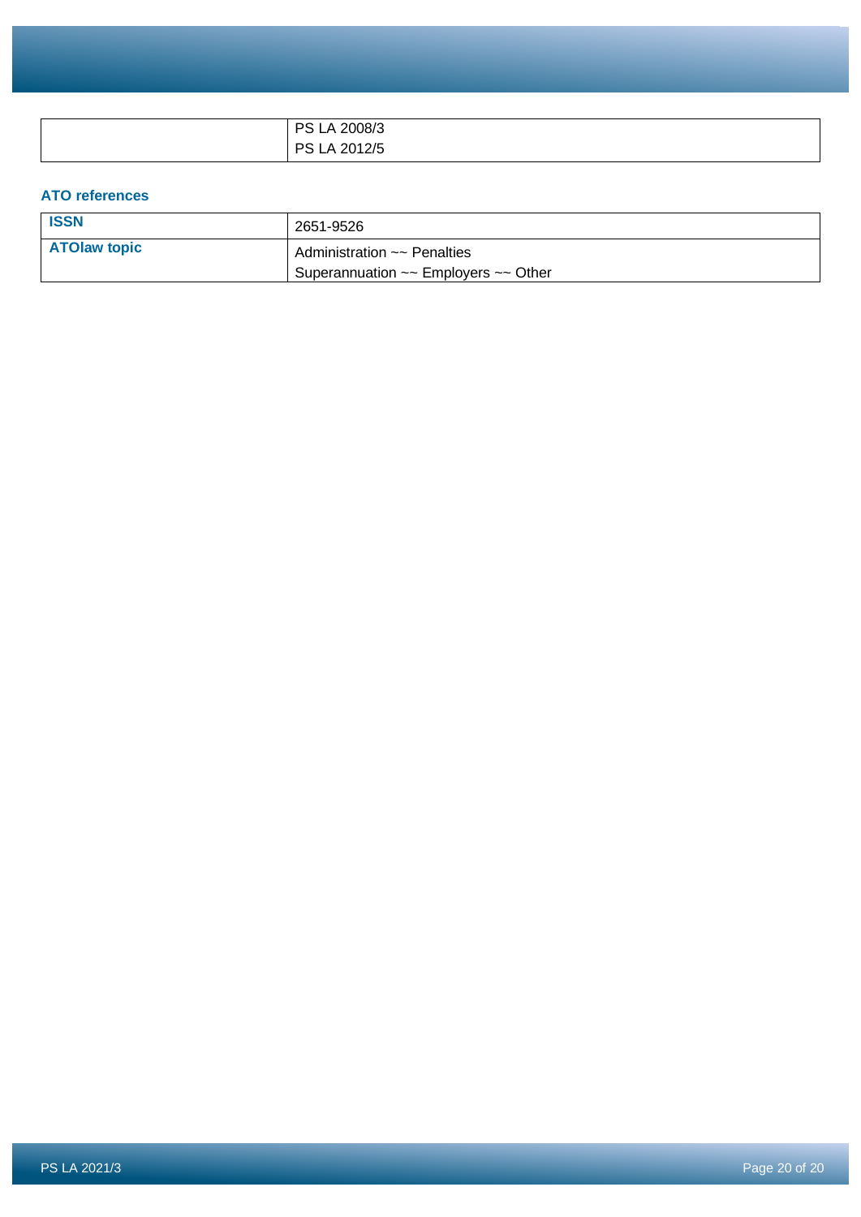| | |
|---|---|
| | PS LA 2008/3<br>PS LA 2012/5 |

### ATO references

| | |
|---|---|
| **ISSN** | 2651-9526 |
| **ATOlaw topic** | Administration ~~ Penalties<br>Superannuation ~~ Employers ~~ Other |